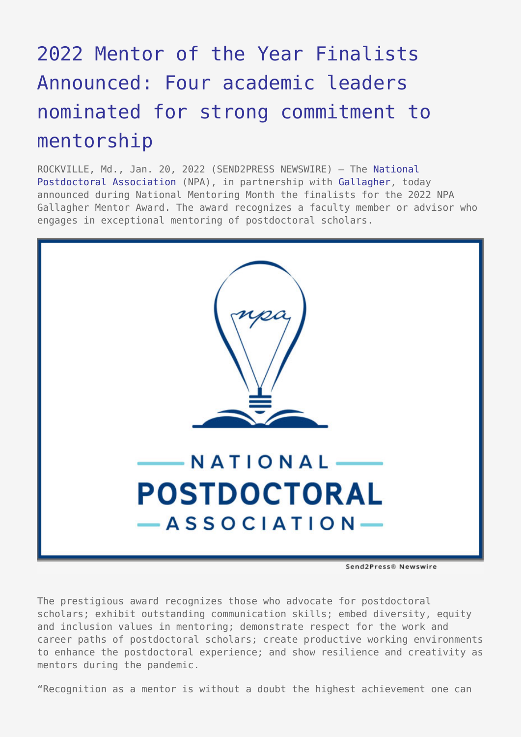# 2022 Mentor of the Year Finalists Announced: Four academic leaders nominated for strong commitment to mentorship

ROCKVILLE, Md., Jan. 20, 2022 (SEND2PRESS NEWSWIRE) — The National Postdoctoral Association (NPA), in partnership with Gallagher, today announced during National Mentoring Month the finalists for the 2022 NPA Gallagher Mentor Award. The award recognizes a faculty member or advisor who engages in exceptional mentoring of postdoctoral scholars.

The prestigious award recognizes those who advocate for postdoctoral scholars; exhibit outstanding communication skills; embed diversity, equity and inclusion values in mentoring; demonstrate respect for the work and career paths of postdoctoral scholars; create productive working environments to enhance the postdoctoral experience; and show resilience and creativity as mentors during the pandemic.

“Recognition as a mentor is without a doubt the highest achievement one can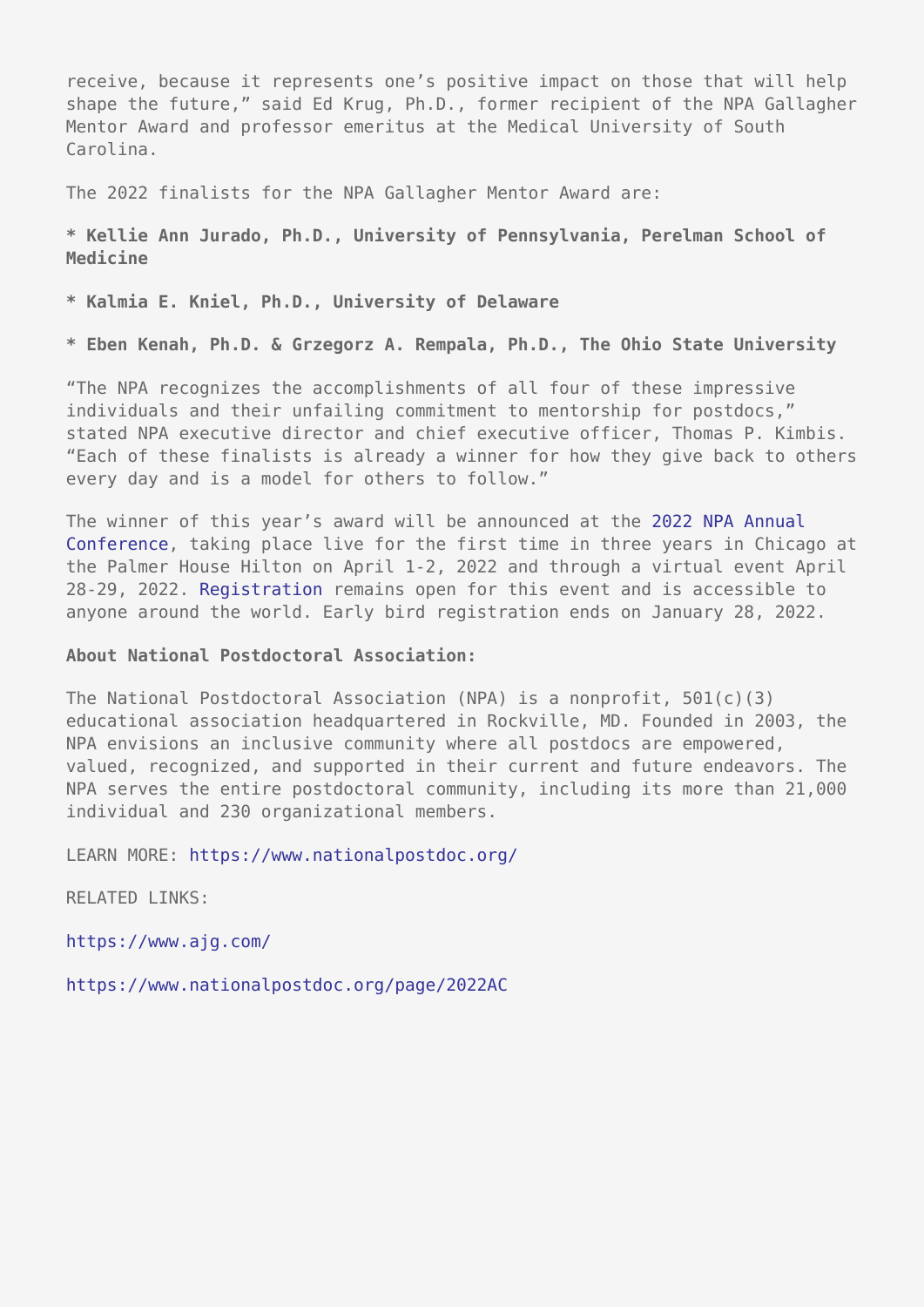receive, because it represents one's positive impact on those that will help shape the future," said Ed Krug, Ph.D., former recipient of the NPA Gallagher Mentor Award and professor emeritus at the Medical University of South Carolina.

The 2022 finalists for the NPA Gallagher Mentor Award are:

* **Kellie Ann Jurado, Ph.D., University of Pennsylvania, Perelman School of Medicine**

* **Kalmia E. Kniel, Ph.D., University of Delaware**

* **Eben Kenah, Ph.D. & Grzegorz A. Rempala, Ph.D., The Ohio State University**

"The NPA recognizes the accomplishments of all four of these impressive individuals and their unfailing commitment to mentorship for postdocs," stated NPA executive director and chief executive officer, Thomas P. Kimbis. "Each of these finalists is already a winner for how they give back to others every day and is a model for others to follow."

The winner of this year's award will be announced at the 2022 NPA Annual Conference, taking place live for the first time in three years in Chicago at the Palmer House Hilton on April 1-2, 2022 and through a virtual event April 28-29, 2022. Registration remains open for this event and is accessible to anyone around the world. Early bird registration ends on January 28, 2022.

**About National Postdoctoral Association:**

The National Postdoctoral Association (NPA) is a nonprofit, 501(c)(3) educational association headquartered in Rockville, MD. Founded in 2003, the NPA envisions an inclusive community where all postdocs are empowered, valued, recognized, and supported in their current and future endeavors. The NPA serves the entire postdoctoral community, including its more than 21,000 individual and 230 organizational members.

LEARN MORE: https://www.nationalpostdoc.org/

RELATED LINKS:

https://www.ajg.com/

https://www.nationalpostdoc.org/page/2022AC